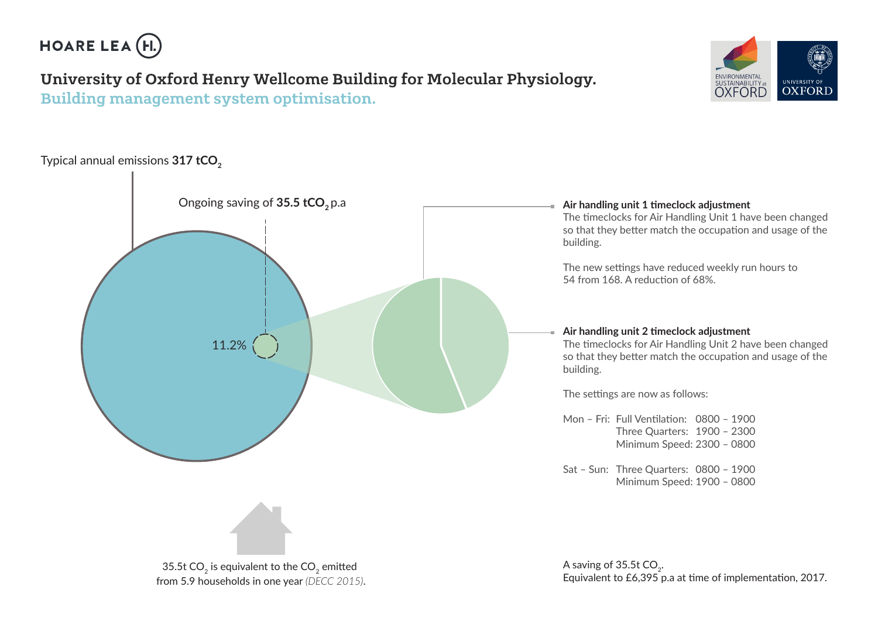HOARE LEA (H.)

# University of Oxford Henry Wellcome Building for Molecular Physiology.

## Building management system optimisation.

ENVIRONMENTAL SUSTAINABILITY at OXFORD

UNIVERSITY OF OXFORD

Typical annual emissions **317 $tCO_2$**

Ongoing saving of **35.5 $tCO_2$** p.a

11.2%

**Air handling unit 1 timeclock adjustment**

The timeclocks for Air Handling Unit 1 have been changed so that they better match the occupation and usage of the building.

The new settings have reduced weekly run hours to 54 from 168. A reduction of 68%.

**Air handling unit 2 timeclock adjustment**

The timeclocks for Air Handling Unit 2 have been changed so that they better match the occupation and usage of the building.

The settings are now as follows:

| | | |
|---|---|---|
| Mon – Fri: | Full Ventilation: | 0800 – 1900 |
| | Three Quarters: | 1900 – 2300 |
| | Minimum Speed: | 2300 – 0800 |
| Sat – Sun: | Three Quarters: | 0800 – 1900 |
| | Minimum Speed: | 1900 – 0800 |

35.5t $CO_2$ is equivalent to the $CO_2$ emitted from 5.9 households in one year *(DECC 2015)*.

A saving of 35.5t $CO_2$.
Equivalent to £6,395 p.a at time of implementation, 2017.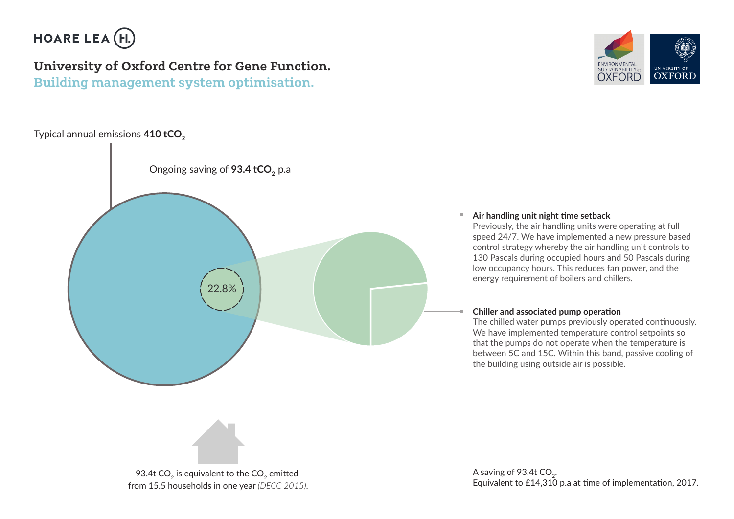HOARE LEA

# University of Oxford Centre for Gene Function.

## Building management system optimisation.

Typical annual emissions **410 $tCO_2$**

Ongoing saving of **93.4 $tCO_2$** p.a

22.8%

**Air handling unit night time setback**

Previously, the air handling units were operating at full speed 24/7. We have implemented a new pressure based control strategy whereby the air handling unit controls to 130 Pascals during occupied hours and 50 Pascals during low occupancy hours. This reduces fan power, and the energy requirement of boilers and chillers.

**Chiller and associated pump operation**

The chilled water pumps previously operated continuously. We have implemented temperature control setpoints so that the pumps do not operate when the temperature is between 5C and 15C. Within this band, passive cooling of the building using outside air is possible.

93.4t $CO_2$ is equivalent to the $CO_2$ emitted from 15.5 households in one year *(DECC 2015)*.

A saving of 93.4t $CO_2$.
Equivalent to £14,310 p.a at time of implementation, 2017.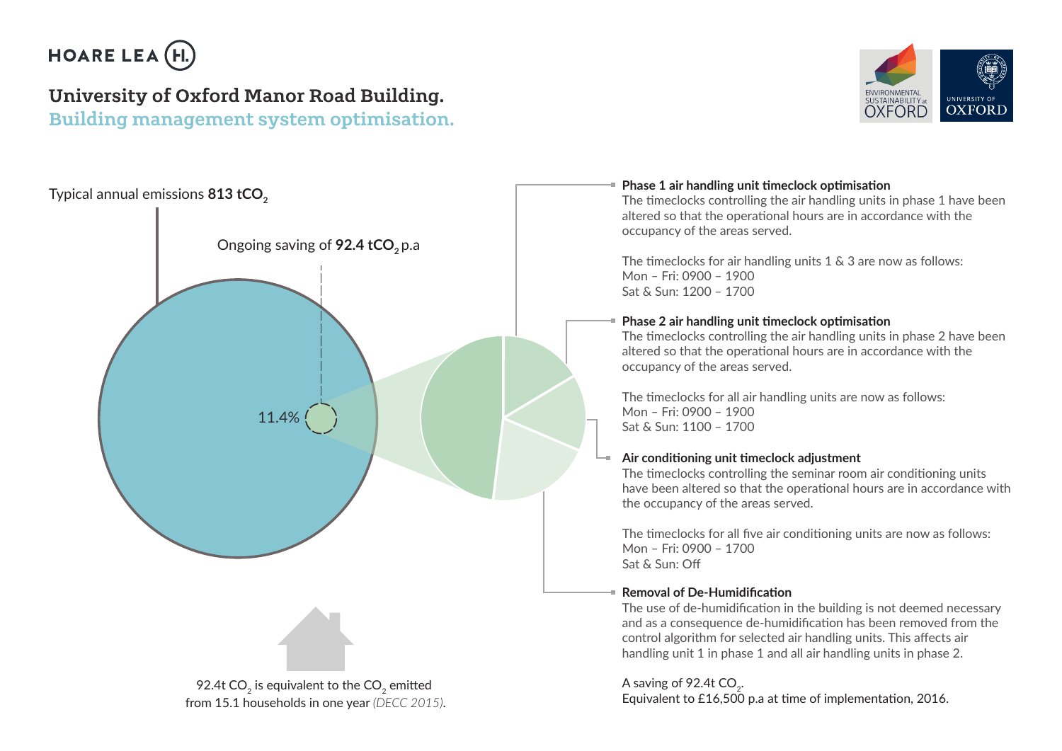HOARE LEA

# University of Oxford Manor Road Building.

## Building management system optimisation.

Environmental Sustainability at Oxford | University of Oxford

Typical annual emissions **813 $tCO_2$**

Ongoing saving of **92.4 $tCO_2$** p.a

11.4%

**Phase 1 air handling unit timeclock optimisation**
The timeclocks controlling the air handling units in phase 1 have been altered so that the operational hours are in accordance with the occupancy of the areas served.

The timeclocks for air handling units 1 & 3 are now as follows:
Mon – Fri: 0900 – 1900
Sat & Sun: 1200 – 1700

**Phase 2 air handling unit timeclock optimisation**
The timeclocks controlling the air handling units in phase 2 have been altered so that the operational hours are in accordance with the occupancy of the areas served.

The timeclocks for all air handling units are now as follows:
Mon – Fri: 0900 – 1900
Sat & Sun: 1100 – 1700

**Air conditioning unit timeclock adjustment**
The timeclocks controlling the seminar room air conditioning units have been altered so that the operational hours are in accordance with the occupancy of the areas served.

The timeclocks for all five air conditioning units are now as follows:
Mon – Fri: 0900 – 1700
Sat & Sun: Off

**Removal of De-Humidification**
The use of de-humidification in the building is not deemed necessary and as a consequence de-humidification has been removed from the control algorithm for selected air handling units. This affects air handling unit 1 in phase 1 and all air handling units in phase 2.

A saving of 92.4t $CO_2$.
Equivalent to £16,500 p.a at time of implementation, 2016.

92.4t $CO_2$ is equivalent to the $CO_2$ emitted from 15.1 households in one year *(DECC 2015)*.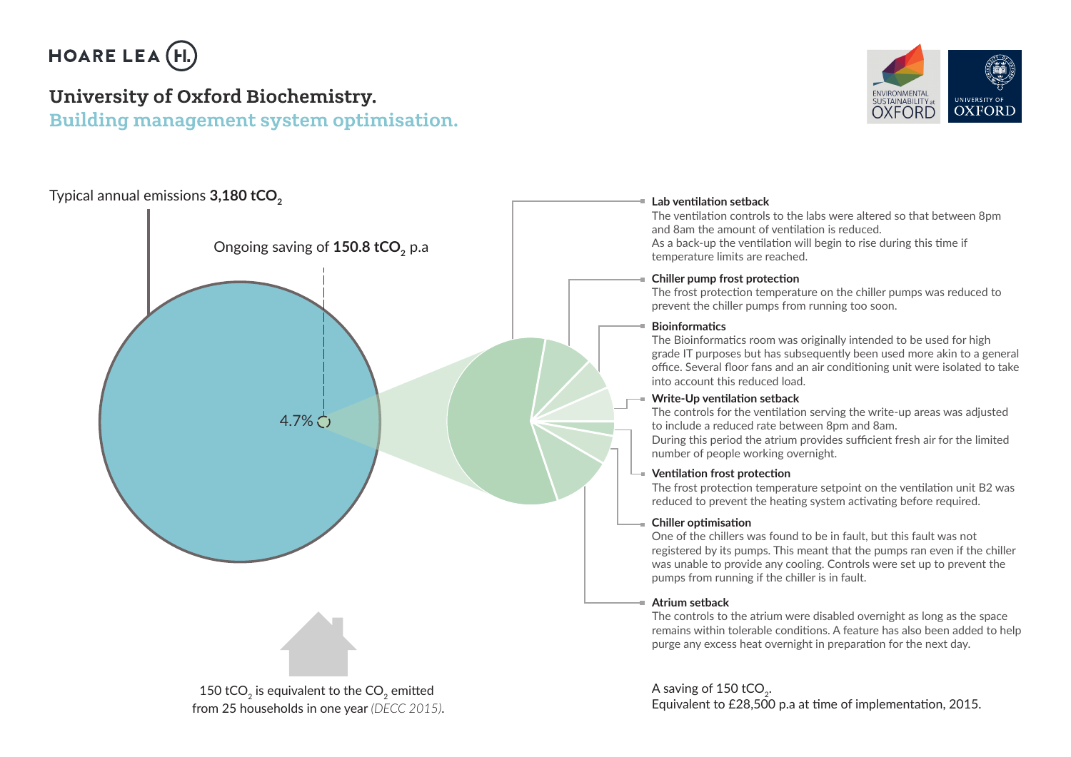HOARE LEA

# University of Oxford Biochemistry.

## Building management system optimisation.

ENVIRONMENTAL SUSTAINABILITY at OXFORD

UNIVERSITY OF OXFORD

Typical annual emissions **3,180 $tCO_2$**

Ongoing saving of **150.8 $tCO_2$** p.a

4.7%

**Lab ventilation setback**
The ventilation controls to the labs were altered so that between 8pm and 8am the amount of ventilation is reduced.
As a back-up the ventilation will begin to rise during this time if temperature limits are reached.

**Chiller pump frost protection**
The frost protection temperature on the chiller pumps was reduced to prevent the chiller pumps from running too soon.

**Bioinformatics**
The Bioinformatics room was originally intended to be used for high grade IT purposes but has subsequently been used more akin to a general office. Several floor fans and an air conditioning unit were isolated to take into account this reduced load.

**Write-Up ventilation setback**
The controls for the ventilation serving the write-up areas was adjusted to include a reduced rate between 8pm and 8am.
During this period the atrium provides sufficient fresh air for the limited number of people working overnight.

**Ventilation frost protection**
The frost protection temperature setpoint on the ventilation unit B2 was reduced to prevent the heating system activating before required.

**Chiller optimisation**
One of the chillers was found to be in fault, but this fault was not registered by its pumps. This meant that the pumps ran even if the chiller was unable to provide any cooling. Controls were set up to prevent the pumps from running if the chiller is in fault.

**Atrium setback**
The controls to the atrium were disabled overnight as long as the space remains within tolerable conditions. A feature has also been added to help purge any excess heat overnight in preparation for the next day.

150 $tCO_2$ is equivalent to the $CO_2$ emitted from 25 households in one year *(DECC 2015)*.

A saving of 150 $tCO_2$.
Equivalent to £28,500 p.a at time of implementation, 2015.